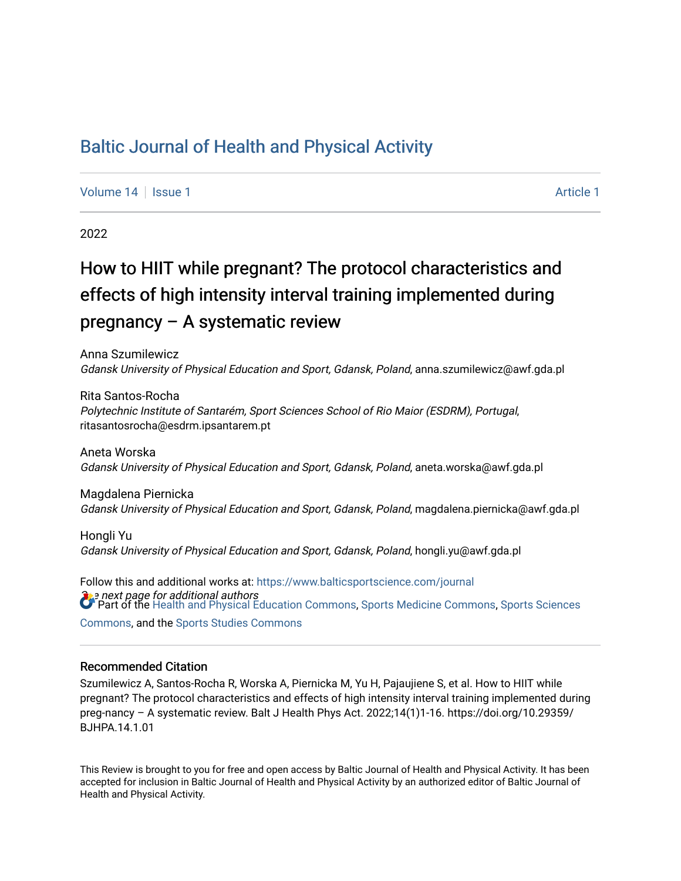# Baltic Journal of Health and Physical Activity

Volume 14 | Issue 1 | Article 1

2022

## How to HIIT while pregnant? The protocol characteristics and effects of high intensity interval training implemented during pregnancy – A systematic review

Anna Szumilewicz
*Gdansk University of Physical Education and Sport, Gdansk, Poland*, anna.szumilewicz@awf.gda.pl

Rita Santos-Rocha
*Polytechnic Institute of Santarém, Sport Sciences School of Rio Maior (ESDRM), Portugal*, ritasantosrocha@esdrm.ipsantarem.pt

Aneta Worska
*Gdansk University of Physical Education and Sport, Gdansk, Poland*, aneta.worska@awf.gda.pl

Magdalena Piernicka
*Gdansk University of Physical Education and Sport, Gdansk, Poland*, magdalena.piernicka@awf.gda.pl

Hongli Yu
*Gdansk University of Physical Education and Sport, Gdansk, Poland*, hongli.yu@awf.gda.pl

Follow this and additional works at: https://www.balticsportscience.com/journal

*See next page for additional authors*

Part of the Health and Physical Education Commons, Sports Medicine Commons, Sports Sciences Commons, and the Sports Studies Commons

### Recommended Citation

Szumilewicz A, Santos-Rocha R, Worska A, Piernicka M, Yu H, Pajaujiene S, et al. How to HIIT while pregnant? The protocol characteristics and effects of high intensity interval training implemented during preg-nancy – A systematic review. Balt J Health Phys Act. 2022;14(1)1-16. https://doi.org/10.29359/BJHPA.14.1.01

This Review is brought to you for free and open access by Baltic Journal of Health and Physical Activity. It has been accepted for inclusion in Baltic Journal of Health and Physical Activity by an authorized editor of Baltic Journal of Health and Physical Activity.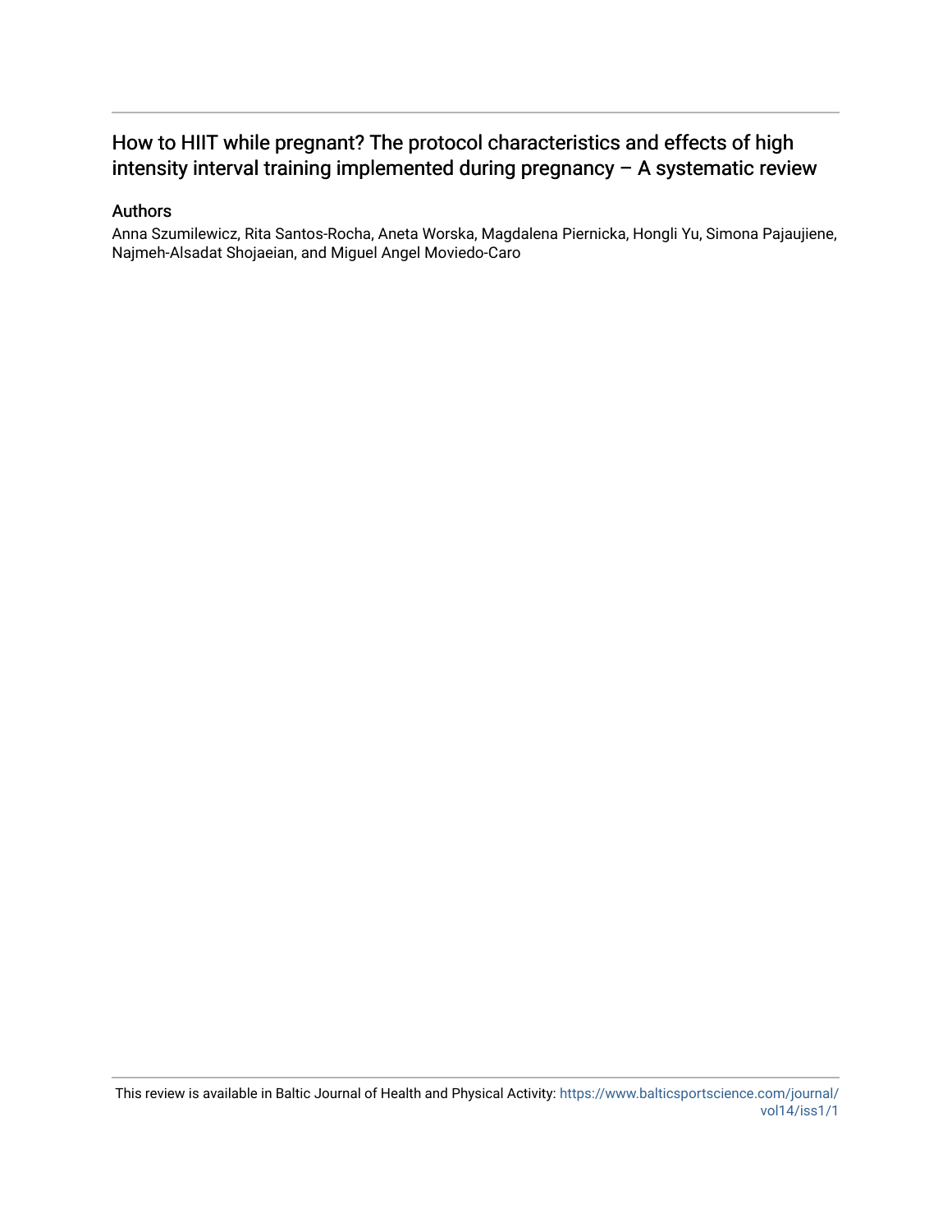# How to HIIT while pregnant? The protocol characteristics and effects of high intensity interval training implemented during pregnancy – A systematic review

## Authors

Anna Szumilewicz, Rita Santos-Rocha, Aneta Worska, Magdalena Piernicka, Hongli Yu, Simona Pajaujiene, Najmeh-Alsadat Shojaeian, and Miguel Angel Moviedo-Caro

This review is available in Baltic Journal of Health and Physical Activity: https://www.balticsportscience.com/journal/vol14/iss1/1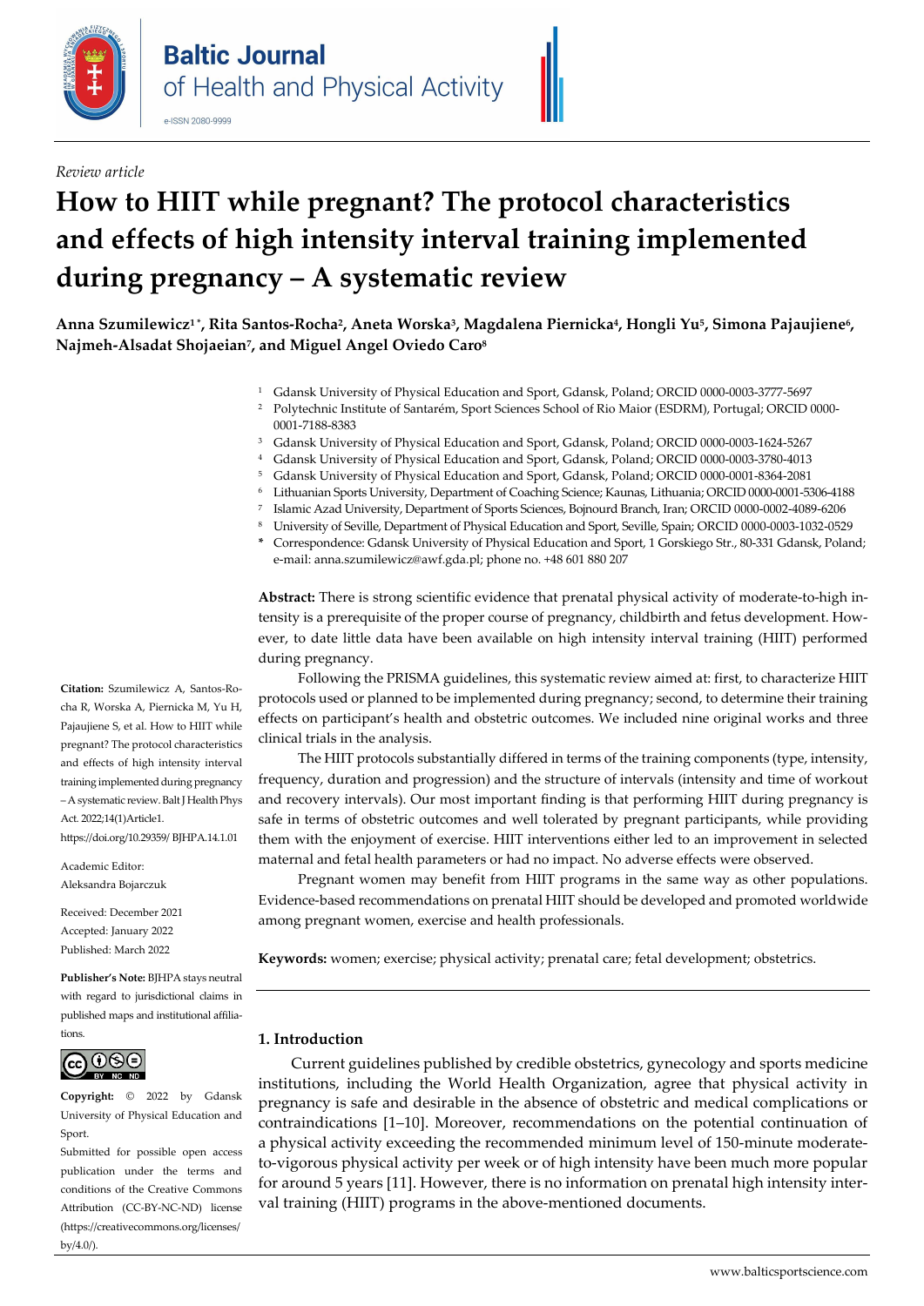*Review article*

# How to HIIT while pregnant? The protocol characteristics and effects of high intensity interval training implemented during pregnancy – A systematic review

**Anna Szumilewicz[1*], Rita Santos-Rocha[2], Aneta Worska[3], Magdalena Piernicka[4], Hongli Yu[5], Simona Pajaujiene[6], Najmeh-Alsadat Shojaeian[7], and Miguel Angel Oviedo Caro[8]**

1. Gdansk University of Physical Education and Sport, Gdansk, Poland; ORCID 0000-0003-3777-5697
2. Polytechnic Institute of Santarém, Sport Sciences School of Rio Maior (ESDRM), Portugal; ORCID 0000-0001-7188-8383
3. Gdansk University of Physical Education and Sport, Gdansk, Poland; ORCID 0000-0003-1624-5267
4. Gdansk University of Physical Education and Sport, Gdansk, Poland; ORCID 0000-0003-3780-4013
5. Gdansk University of Physical Education and Sport, Gdansk, Poland; ORCID 0000-0001-8364-2081
6. Lithuanian Sports University, Department of Coaching Science; Kaunas, Lithuania; ORCID 0000-0001-5306-4188
7. Islamic Azad University, Department of Sports Sciences, Bojnourd Branch, Iran; ORCID 0000-0002-4089-6206
8. University of Seville, Department of Physical Education and Sport, Seville, Spain; ORCID 0000-0003-1032-0529

\* Correspondence: Gdansk University of Physical Education and Sport, 1 Gorskiego Str., 80-331 Gdansk, Poland; e-mail: anna.szumilewicz@awf.gda.pl; phone no. +48 601 880 207

**Abstract:** There is strong scientific evidence that prenatal physical activity of moderate-to-high intensity is a prerequisite of the proper course of pregnancy, childbirth and fetus development. However, to date little data have been available on high intensity interval training (HIIT) performed during pregnancy.

Following the PRISMA guidelines, this systematic review aimed at: first, to characterize HIIT protocols used or planned to be implemented during pregnancy; second, to determine their training effects on participant's health and obstetric outcomes. We included nine original works and three clinical trials in the analysis.

The HIIT protocols substantially differed in terms of the training components (type, intensity, frequency, duration and progression) and the structure of intervals (intensity and time of workout and recovery intervals). Our most important finding is that performing HIIT during pregnancy is safe in terms of obstetric outcomes and well tolerated by pregnant participants, while providing them with the enjoyment of exercise. HIIT interventions either led to an improvement in selected maternal and fetal health parameters or had no impact. No adverse effects were observed.

Pregnant women may benefit from HIIT programs in the same way as other populations. Evidence-based recommendations on prenatal HIIT should be developed and promoted worldwide among pregnant women, exercise and health professionals.

**Keywords:** women; exercise; physical activity; prenatal care; fetal development; obstetrics.

**Citation:** Szumilewicz A, Santos-Rocha R, Worska A, Piernicka M, Yu H, Pajaujiene S, et al. How to HIIT while pregnant? The protocol characteristics and effects of high intensity interval training implemented during pregnancy – A systematic review. Balt J Health Phys Act. 2022;14(1)Article1. https://doi.org/10.29359/ BJHPA.14.1.01

Academic Editor: Aleksandra Bojarczuk

Received: December 2021
Accepted: January 2022
Published: March 2022

**Publisher's Note:** BJHPA stays neutral with regard to jurisdictional claims in published maps and institutional affiliations.

**Copyright:** © 2022 by Gdansk University of Physical Education and Sport. Submitted for possible open access publication under the terms and conditions of the Creative Commons Attribution (CC-BY-NC-ND) license (https://creativecommons.org/licenses/by/4.0/).

## 1. Introduction

Current guidelines published by credible obstetrics, gynecology and sports medicine institutions, including the World Health Organization, agree that physical activity in pregnancy is safe and desirable in the absence of obstetric and medical complications or contraindications [1–10]. Moreover, recommendations on the potential continuation of a physical activity exceeding the recommended minimum level of 150-minute moderate-to-vigorous physical activity per week or of high intensity have been much more popular for around 5 years [11]. However, there is no information on prenatal high intensity interval training (HIIT) programs in the above-mentioned documents.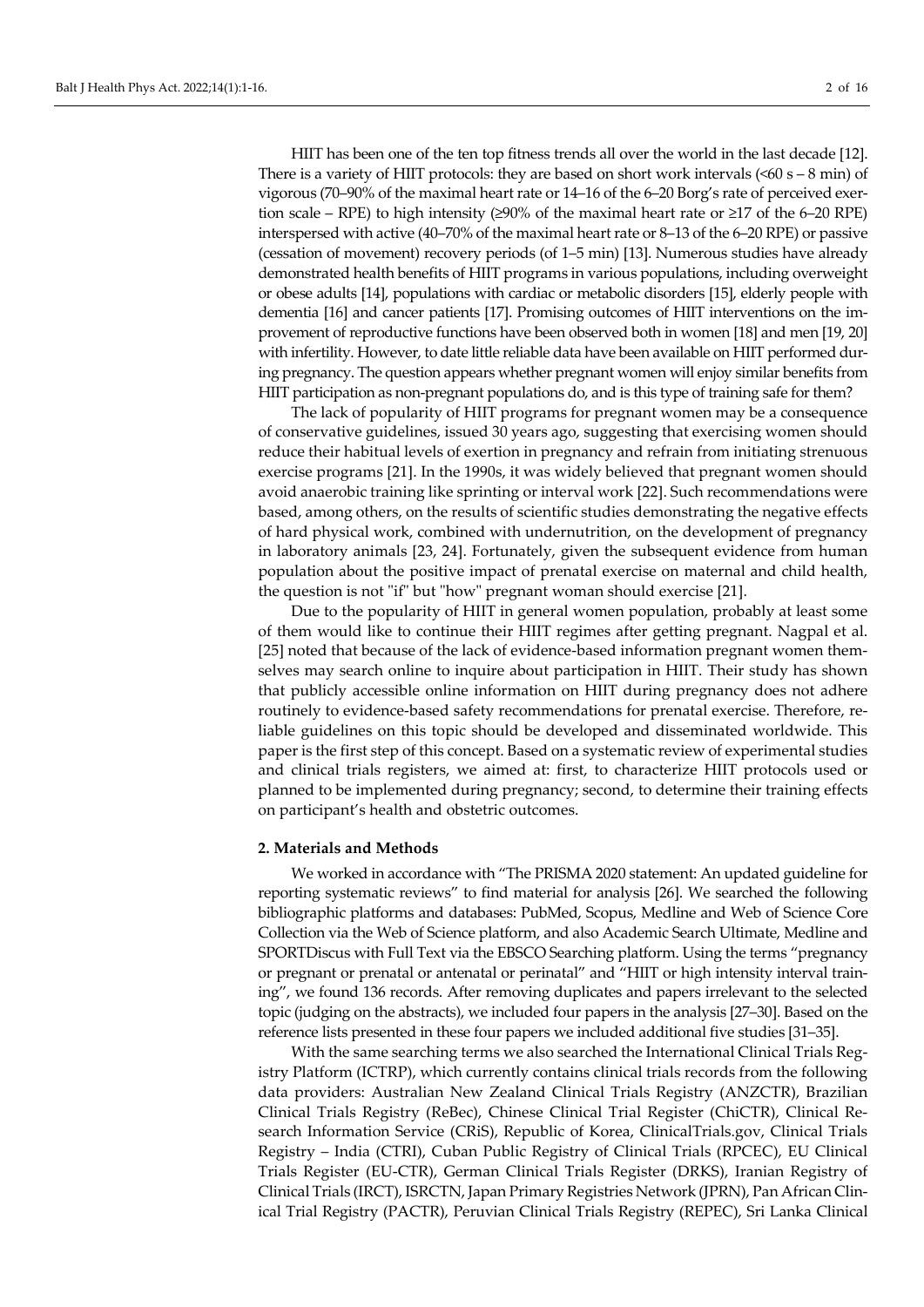HIIT has been one of the ten top fitness trends all over the world in the last decade [12]. There is a variety of HIIT protocols: they are based on short work intervals (<60 s – 8 min) of vigorous (70–90% of the maximal heart rate or 14–16 of the 6–20 Borg's rate of perceived exertion scale – RPE) to high intensity (≥90% of the maximal heart rate or ≥17 of the 6–20 RPE) interspersed with active (40–70% of the maximal heart rate or 8–13 of the 6–20 RPE) or passive (cessation of movement) recovery periods (of 1–5 min) [13]. Numerous studies have already demonstrated health benefits of HIIT programs in various populations, including overweight or obese adults [14], populations with cardiac or metabolic disorders [15], elderly people with dementia [16] and cancer patients [17]. Promising outcomes of HIIT interventions on the improvement of reproductive functions have been observed both in women [18] and men [19, 20] with infertility. However, to date little reliable data have been available on HIIT performed during pregnancy. The question appears whether pregnant women will enjoy similar benefits from HIIT participation as non-pregnant populations do, and is this type of training safe for them?

The lack of popularity of HIIT programs for pregnant women may be a consequence of conservative guidelines, issued 30 years ago, suggesting that exercising women should reduce their habitual levels of exertion in pregnancy and refrain from initiating strenuous exercise programs [21]. In the 1990s, it was widely believed that pregnant women should avoid anaerobic training like sprinting or interval work [22]. Such recommendations were based, among others, on the results of scientific studies demonstrating the negative effects of hard physical work, combined with undernutrition, on the development of pregnancy in laboratory animals [23, 24]. Fortunately, given the subsequent evidence from human population about the positive impact of prenatal exercise on maternal and child health, the question is not "if" but "how" pregnant woman should exercise [21].

Due to the popularity of HIIT in general women population, probably at least some of them would like to continue their HIIT regimes after getting pregnant. Nagpal et al. [25] noted that because of the lack of evidence-based information pregnant women themselves may search online to inquire about participation in HIIT. Their study has shown that publicly accessible online information on HIIT during pregnancy does not adhere routinely to evidence-based safety recommendations for prenatal exercise. Therefore, reliable guidelines on this topic should be developed and disseminated worldwide. This paper is the first step of this concept. Based on a systematic review of experimental studies and clinical trials registers, we aimed at: first, to characterize HIIT protocols used or planned to be implemented during pregnancy; second, to determine their training effects on participant's health and obstetric outcomes.

## 2. Materials and Methods

We worked in accordance with "The PRISMA 2020 statement: An updated guideline for reporting systematic reviews" to find material for analysis [26]. We searched the following bibliographic platforms and databases: PubMed, Scopus, Medline and Web of Science Core Collection via the Web of Science platform, and also Academic Search Ultimate, Medline and SPORTDiscus with Full Text via the EBSCO Searching platform. Using the terms "pregnancy or pregnant or prenatal or antenatal or perinatal" and "HIIT or high intensity interval training", we found 136 records. After removing duplicates and papers irrelevant to the selected topic (judging on the abstracts), we included four papers in the analysis [27–30]. Based on the reference lists presented in these four papers we included additional five studies [31–35].

With the same searching terms we also searched the International Clinical Trials Registry Platform (ICTRP), which currently contains clinical trials records from the following data providers: Australian New Zealand Clinical Trials Registry (ANZCTR), Brazilian Clinical Trials Registry (ReBec), Chinese Clinical Trial Register (ChiCTR), Clinical Research Information Service (CRiS), Republic of Korea, ClinicalTrials.gov, Clinical Trials Registry – India (CTRI), Cuban Public Registry of Clinical Trials (RPCEC), EU Clinical Trials Register (EU-CTR), German Clinical Trials Register (DRKS), Iranian Registry of Clinical Trials (IRCT), ISRCTN, Japan Primary Registries Network (JPRN), Pan African Clinical Trial Registry (PACTR), Peruvian Clinical Trials Registry (REPEC), Sri Lanka Clinical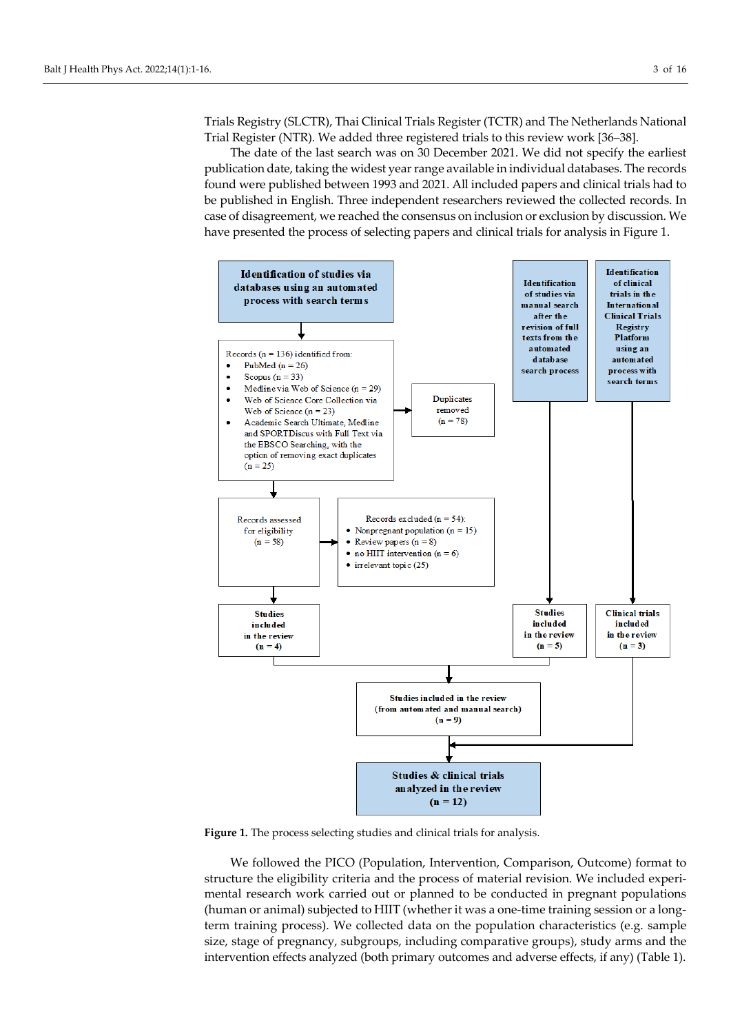Trials Registry (SLCTR), Thai Clinical Trials Register (TCTR) and The Netherlands National Trial Register (NTR). We added three registered trials to this review work [36–38].

The date of the last search was on 30 December 2021. We did not specify the earliest publication date, taking the widest year range available in individual databases. The records found were published between 1993 and 2021. All included papers and clinical trials had to be published in English. Three independent researchers reviewed the collected records. In case of disagreement, we reached the consensus on inclusion or exclusion by discussion. We have presented the process of selecting papers and clinical trials for analysis in Figure 1.

**Identification of studies via databases using an automated process with search terms**

Records (n = 136) identified from:
- PubMed (n = 26)
- Scopus (n = 33)
- Medline via Web of Science (n = 29)
- Web of Science Core Collection via Web of Science (n = 23)
- Academic Search Ultimate, Medline and SPORTDiscus with Full Text via the EBSCO Searching, with the option of removing exact duplicates (n = 25)

Duplicates removed (n = 78)

Records assessed for eligibility (n = 58)

Records excluded (n = 54):
- Nonpregnant population (n = 15)
- Review papers (n = 8)
- no HIIT intervention (n = 6)
- irrelevant topic (25)

**Studies included in the review (n = 4)**

**Identification of studies via manual search after the revision of full texts from the automated database search process**

**Studies included in the review (n = 5)**

**Identification of clinical trials in the International Clinical Trials Registry Platform using an automated process with search terms**

**Clinical trials included in the review (n = 3)**

**Studies included in the review (from automated and manual search) (n = 9)**

**Studies & clinical trials analyzed in the review (n = 12)**

**Figure 1.** The process selecting studies and clinical trials for analysis.

We followed the PICO (Population, Intervention, Comparison, Outcome) format to structure the eligibility criteria and the process of material revision. We included experimental research work carried out or planned to be conducted in pregnant populations (human or animal) subjected to HIIT (whether it was a one-time training session or a long-term training process). We collected data on the population characteristics (e.g. sample size, stage of pregnancy, subgroups, including comparative groups), study arms and the intervention effects analyzed (both primary outcomes and adverse effects, if any) (Table 1).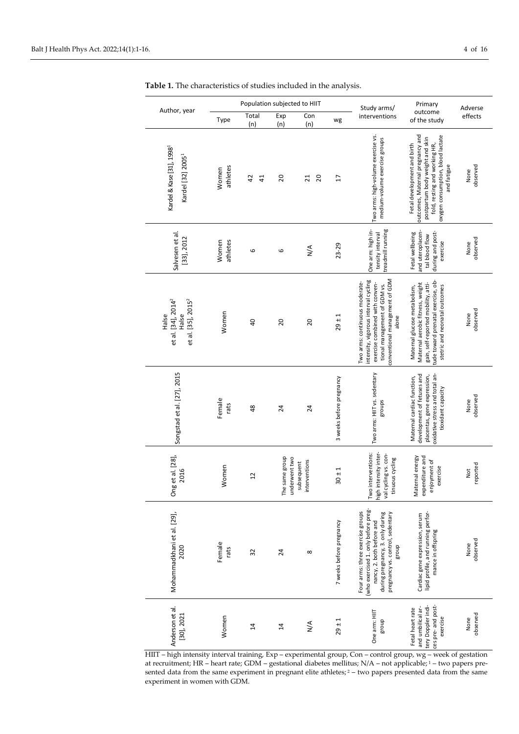**Table 1.** The characteristics of studies included in the analysis.

| Author, year | Population subjected to HIIT | | | | | Study arms/ interventions | Primary outcome of the study | Adverse effects |
|---|---|---|---|---|---|---|---|---|
| | Type | Total (n) | Exp (n) | Con (n) | wg | | | |
| Kardel & Kase [31], 1998[1]<br>Kardel [32] 2005[1] | Women athletes | 42<br>41 | 20 | 21<br>20 | 17 | Two arms: high-volume exercise vs. medium-volume exercise groups | Fetal development and birth outcomes, Maternal pregnancy and postpartum body weight and skin fold, resting and working HR, oxygen consumption, blood lactate and fatigue | None observed |
| Salvesen et al. [33], 2012 | Women athletes | 6 | 6 | N/A | 23-29 | One arm: high intensity interval treadmill running | Fetal wellbeing and uteroplacental blood flow during and post-exercise | None observed |
| Halse et al. [34], 2014[2]<br>Halse et al. [35], 2015[2] | Women | 40 | 20 | 20 | 29 ± 1 | Two arms: continuous moderate-intensity, vigorous interval cycling exercise combined with conventional management of GDM vs. conventional management of GDM alone | Maternal glucose metabolism, Maternal aerobic fitness, weight gain, self-reported mobility, attitude toward prenatal exercise, obstetric and neonatal outcomes | None observed |
| Songstad et al. [27], 2015 | Female rats | 48 | 24 | 24 | 3 weeks before pregnancy | Two arms: HIIT vs. sedentary groups | Maternal cardiac function, development of fetuses and placentas, gene expression, oxidative stress and total antioxidant capacity | None observed |
| Ong et al. [28], 2016 | Women | 12 | The same group underwent two subsequent interventions | | 30 ± 1 | Two interventions: high intensity interval cycling vs. continuous cycling | Maternal energy expenditure and enjoyment of exercise | Not reported |
| Mohammadkhani et al. [29], 2020 | Female rats | 32 | 24 | 8 | 7 weeks before pregnancy | Four arms: three exercise groups (who exercised 1. only before pregnancy, 2. both before and during pregnancy, 3. only during pregnancy vs. control, sedentary group | Cardiac gene expression, serum lipid profile, and running performance in offspring | None observed |
| Anderson et al. [30], 2021 | Women | 14 | 14 | N/A | 29 ± 1 | One arm: HIIT group | Fetal heart rate and umbilical artery Doppler indices pre- and post-exercise | None observed |

HIIT – high intensity interval training, Exp – experimental group, Con – control group, wg – week of gestation at recruitment; HR – heart rate; GDM – gestational diabetes mellitus; N/A – not applicable; [1] – two papers presented data from the same experiment in pregnant elite athletes; [2] – two papers presented data from the same experiment in women with GDM.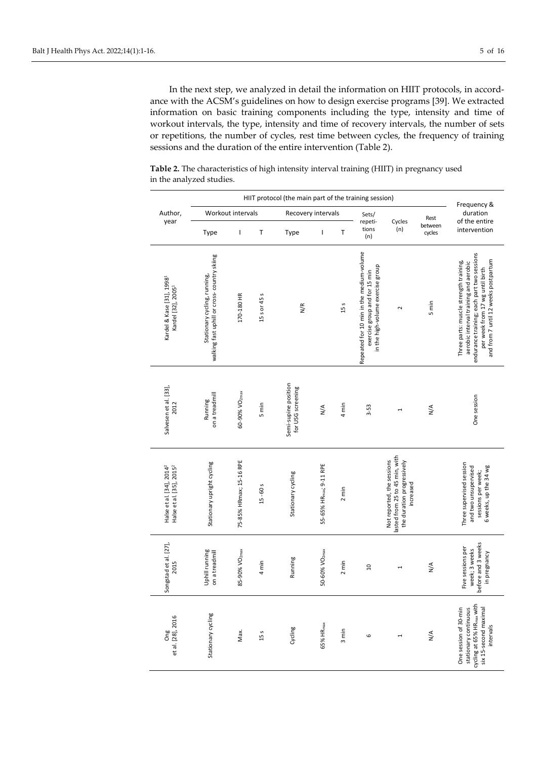In the next step, we analyzed in detail the information on HIIT protocols, in accordance with the ACSM's guidelines on how to design exercise programs [39]. We extracted information on basic training components including the type, intensity and time of workout intervals, the type, intensity and time of recovery intervals, the number of sets or repetitions, the number of cycles, rest time between cycles, the frequency of training sessions and the duration of the entire intervention (Table 2).

**Table 2.** The characteristics of high intensity interval training (HIIT) in pregnancy used in the analyzed studies.

| Author, year | HIIT protocol (the main part of the training session) | | | | | | | | | Frequency & duration of the entire intervention |
|---|---|---|---|---|---|---|---|---|---|---|
| | Workout intervals | | | Recovery intervals | | | Sets/ repetitions (n) | Cycles (n) | Rest between cycles | |
| | Type | I | T | Type | I | T | | | | |
| Kardel & Kase [31], 1998[1] Kardel [32], 2005[1] | Stationary cycling, running, walking fast uphill or cross- country skiing | 170-180 HR | 15 s or 45 s | N/R | | 15 s | Repeated for 10 min in the medium-volume exercise group and for 15 min in the high-volume exercise group | 2 | 5 min | Three parts: muscle strength training, aerobic interval training and aerobic endurance training, each part two sessions per week from 17 wg until birth and from 7 until 12 weeks postpartum |
| Salvesen et al. [33], 2012 | Running on a treadmill | 60-90% $VO_{2max}$ | 5 min | Semi-supine position for USG screening | N/A | 4 min | 3-5 | 1 | N/A | One session |
| Halse et al. [34], 2014[2] Halse et al. [35], 2015[2] | Stationary upright cycling | 75-85% HRmax; 15-16 RPE | 15 - 60 s | Stationary cycling | 55-65% $HR_{max}$; 9-11 RPE | 2 min | Not reported, the sessions lasted from 25 to 45 min, with the duration progressively increased | | | Three supervised session and two unsupervised sessions per week; 6 weeks, up the 34 wg |
| Songstad et al. [27], 2015 | Uphill running on a treadmill | 85-90% $VO_{2max}$ | 4 min | Running | 50-60% $VO_{2max}$ | 2 min | 10 | 1 | N/A | Five sessions per week; 3 weeks before and 3 weeks in pregnancy |
| Ong et al. [28], 2016 | Stationary cycling | Max. | 15 s | Cycling | 65% $HR_{max}$ | 3 min | 6 | 1 | N/A | One session of 30-min stationary continuous cycling at 65% $HR_{max}$ with six 15-second maximal intervals |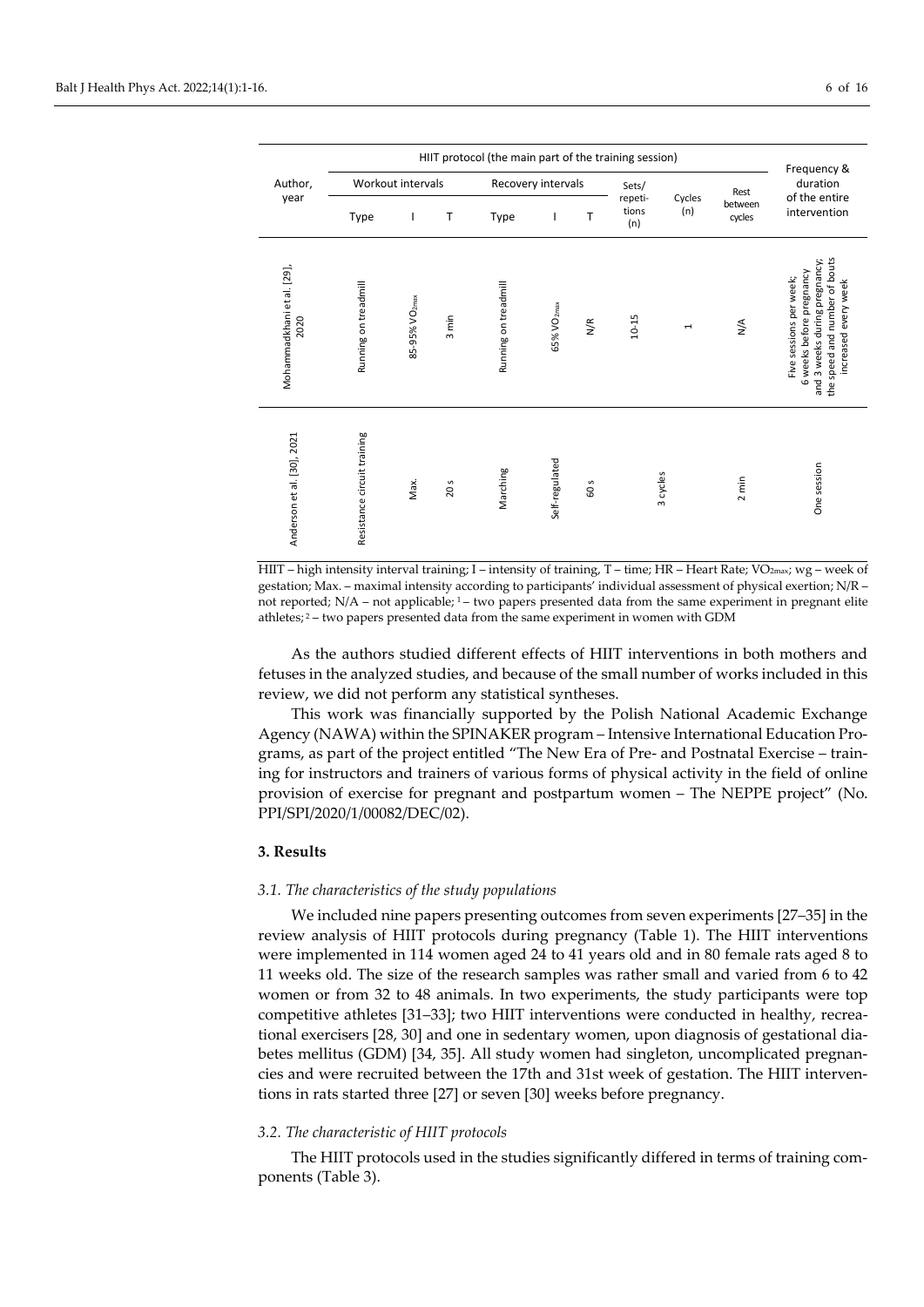| Author, year | HIIT protocol (the main part of the training session) | | | | | | | | | Frequency & duration of the entire intervention |
|---|---|---|---|---|---|---|---|---|---|---|
| | Workout intervals | | | Recovery intervals | | | Sets/ repetitions (n) | Cycles (n) | Rest between cycles | |
| | Type | I | T | Type | I | T | | | | |
| Mohammadkhani et al. [29], 2020 | Running on treadmill | 85-95% $VO_{2max}$ | 3 min | Running on treadmill | 65% $VO_{2max}$ | N/R | 10-15 | 1 | N/A | Five sessions per week; 6 weeks before pregnancy and 3 weeks during pregnancy; the speed and number of bouts increased every week |
| Anderson et al. [30], 2021 | Resistance circuit training | Max. | 20 s | Marching | Self-regulated | 60 s | 3 cycles | | 2 min | One session |

HIIT – high intensity interval training; I – intensity of training, T – time; HR – Heart Rate; $VO_{2max}$; wg – week of gestation; Max. – maximal intensity according to participants' individual assessment of physical exertion; N/R – not reported; N/A – not applicable; [1] – two papers presented data from the same experiment in pregnant elite athletes; [2] – two papers presented data from the same experiment in women with GDM

As the authors studied different effects of HIIT interventions in both mothers and fetuses in the analyzed studies, and because of the small number of works included in this review, we did not perform any statistical syntheses.

This work was financially supported by the Polish National Academic Exchange Agency (NAWA) within the SPINAKER program – Intensive International Education Programs, as part of the project entitled "The New Era of Pre- and Postnatal Exercise – training for instructors and trainers of various forms of physical activity in the field of online provision of exercise for pregnant and postpartum women – The NEPPE project" (No. PPI/SPI/2020/1/00082/DEC/02).

## 3. Results

### *3.1. The characteristics of the study populations*

We included nine papers presenting outcomes from seven experiments [27–35] in the review analysis of HIIT protocols during pregnancy (Table 1). The HIIT interventions were implemented in 114 women aged 24 to 41 years old and in 80 female rats aged 8 to 11 weeks old. The size of the research samples was rather small and varied from 6 to 42 women or from 32 to 48 animals. In two experiments, the study participants were top competitive athletes [31–33]; two HIIT interventions were conducted in healthy, recreational exercisers [28, 30] and one in sedentary women, upon diagnosis of gestational diabetes mellitus (GDM) [34, 35]. All study women had singleton, uncomplicated pregnancies and were recruited between the 17th and 31st week of gestation. The HIIT interventions in rats started three [27] or seven [30] weeks before pregnancy.

### *3.2. The characteristic of HIIT protocols*

The HIIT protocols used in the studies significantly differed in terms of training components (Table 3).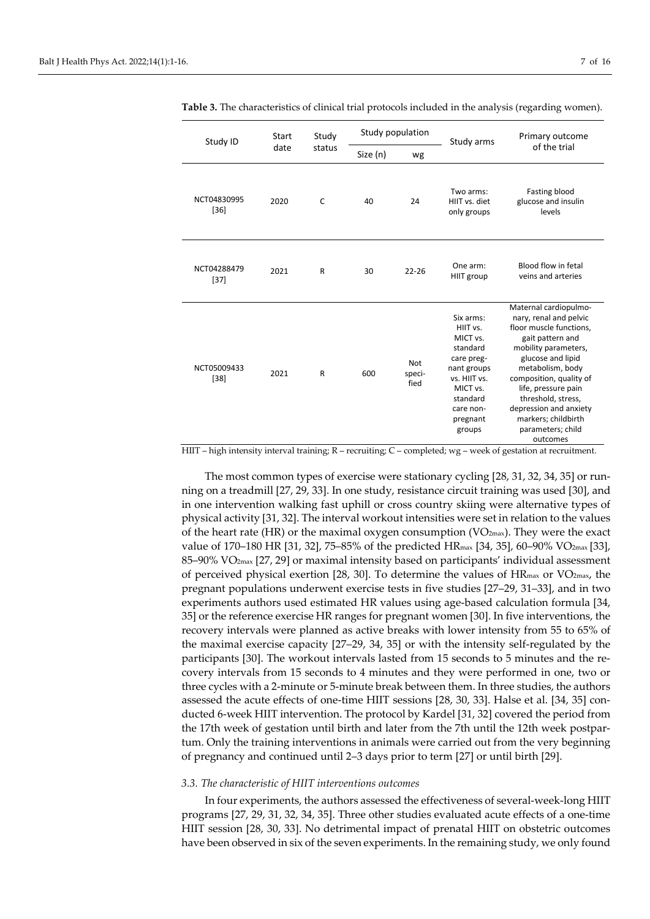**Table 3.** The characteristics of clinical trial protocols included in the analysis (regarding women).

| Study ID | Start date | Study status | Study population | | Study arms | Primary outcome of the trial |
|---|---|---|---|---|---|---|
| | | | Size (n) | wg | | |
| NCT04830995 [36] | 2020 | C | 40 | 24 | Two arms: HIIT vs. diet only groups | Fasting blood glucose and insulin levels |
| NCT04288479 [37] | 2021 | R | 30 | 22-26 | One arm: HIIT group | Blood flow in fetal veins and arteries |
| NCT05009433 [38] | 2021 | R | 600 | Not specified | Six arms: HIIT vs. MICT vs. standard care pregnant groups vs. HIIT vs. MICT vs. standard care non-pregnant groups | Maternal cardiopulmonary, renal and pelvic floor muscle functions, gait pattern and mobility parameters, glucose and lipid metabolism, body composition, quality of life, pressure pain threshold, stress, depression and anxiety markers; childbirth parameters; child outcomes |

HIIT – high intensity interval training; R – recruiting; C – completed; wg – week of gestation at recruitment.

The most common types of exercise were stationary cycling [28, 31, 32, 34, 35] or running on a treadmill [27, 29, 33]. In one study, resistance circuit training was used [30], and in one intervention walking fast uphill or cross country skiing were alternative types of physical activity [31, 32]. The interval workout intensities were set in relation to the values of the heart rate (HR) or the maximal oxygen consumption ($VO_{2max}$). They were the exact value of 170–180 HR [31, 32], 75–85% of the predicted $HR_{max}$ [34, 35], 60–90% $VO_{2max}$ [33], 85–90% $VO_{2max}$ [27, 29] or maximal intensity based on participants' individual assessment of perceived physical exertion [28, 30]. To determine the values of $HR_{max}$ or $VO_{2max}$, the pregnant populations underwent exercise tests in five studies [27–29, 31–33], and in two experiments authors used estimated HR values using age-based calculation formula [34, 35] or the reference exercise HR ranges for pregnant women [30]. In five interventions, the recovery intervals were planned as active breaks with lower intensity from 55 to 65% of the maximal exercise capacity [27–29, 34, 35] or with the intensity self-regulated by the participants [30]. The workout intervals lasted from 15 seconds to 5 minutes and the recovery intervals from 15 seconds to 4 minutes and they were performed in one, two or three cycles with a 2-minute or 5-minute break between them. In three studies, the authors assessed the acute effects of one-time HIIT sessions [28, 30, 33]. Halse et al. [34, 35] conducted 6-week HIIT intervention. The protocol by Kardel [31, 32] covered the period from the 17th week of gestation until birth and later from the 7th until the 12th week postpartum. Only the training interventions in animals were carried out from the very beginning of pregnancy and continued until 2–3 days prior to term [27] or until birth [29].

### *3.3. The characteristic of HIIT interventions outcomes*

In four experiments, the authors assessed the effectiveness of several-week-long HIIT programs [27, 29, 31, 32, 34, 35]. Three other studies evaluated acute effects of a one-time HIIT session [28, 30, 33]. No detrimental impact of prenatal HIIT on obstetric outcomes have been observed in six of the seven experiments. In the remaining study, we only found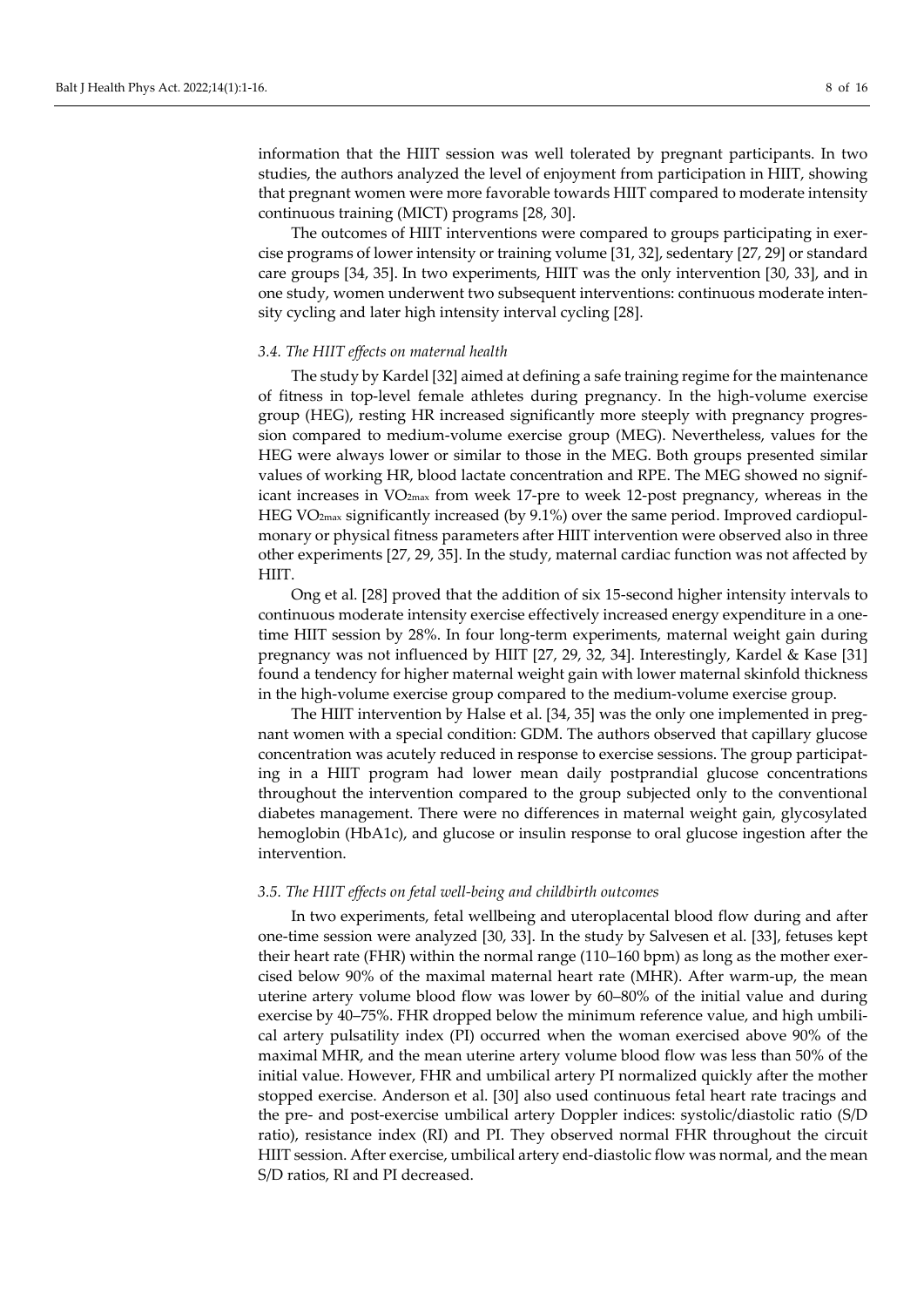information that the HIIT session was well tolerated by pregnant participants. In two studies, the authors analyzed the level of enjoyment from participation in HIIT, showing that pregnant women were more favorable towards HIIT compared to moderate intensity continuous training (MICT) programs [28, 30].

The outcomes of HIIT interventions were compared to groups participating in exercise programs of lower intensity or training volume [31, 32], sedentary [27, 29] or standard care groups [34, 35]. In two experiments, HIIT was the only intervention [30, 33], and in one study, women underwent two subsequent interventions: continuous moderate intensity cycling and later high intensity interval cycling [28].

### *3.4. The HIIT effects on maternal health*

The study by Kardel [32] aimed at defining a safe training regime for the maintenance of fitness in top-level female athletes during pregnancy. In the high-volume exercise group (HEG), resting HR increased significantly more steeply with pregnancy progression compared to medium-volume exercise group (MEG). Nevertheless, values for the HEG were always lower or similar to those in the MEG. Both groups presented similar values of working HR, blood lactate concentration and RPE. The MEG showed no significant increases in $VO_{2max}$ from week 17-pre to week 12-post pregnancy, whereas in the HEG $VO_{2max}$ significantly increased (by 9.1%) over the same period. Improved cardiopulmonary or physical fitness parameters after HIIT intervention were observed also in three other experiments [27, 29, 35]. In the study, maternal cardiac function was not affected by HIIT.

Ong et al. [28] proved that the addition of six 15-second higher intensity intervals to continuous moderate intensity exercise effectively increased energy expenditure in a one-time HIIT session by 28%. In four long-term experiments, maternal weight gain during pregnancy was not influenced by HIIT [27, 29, 32, 34]. Interestingly, Kardel & Kase [31] found a tendency for higher maternal weight gain with lower maternal skinfold thickness in the high-volume exercise group compared to the medium-volume exercise group.

The HIIT intervention by Halse et al. [34, 35] was the only one implemented in pregnant women with a special condition: GDM. The authors observed that capillary glucose concentration was acutely reduced in response to exercise sessions. The group participating in a HIIT program had lower mean daily postprandial glucose concentrations throughout the intervention compared to the group subjected only to the conventional diabetes management. There were no differences in maternal weight gain, glycosylated hemoglobin (HbA1c), and glucose or insulin response to oral glucose ingestion after the intervention.

### *3.5. The HIIT effects on fetal well-being and childbirth outcomes*

In two experiments, fetal wellbeing and uteroplacental blood flow during and after one-time session were analyzed [30, 33]. In the study by Salvesen et al. [33], fetuses kept their heart rate (FHR) within the normal range (110–160 bpm) as long as the mother exercised below 90% of the maximal maternal heart rate (MHR). After warm-up, the mean uterine artery volume blood flow was lower by 60–80% of the initial value and during exercise by 40–75%. FHR dropped below the minimum reference value, and high umbilical artery pulsatility index (PI) occurred when the woman exercised above 90% of the maximal MHR, and the mean uterine artery volume blood flow was less than 50% of the initial value. However, FHR and umbilical artery PI normalized quickly after the mother stopped exercise. Anderson et al. [30] also used continuous fetal heart rate tracings and the pre- and post-exercise umbilical artery Doppler indices: systolic/diastolic ratio (S/D ratio), resistance index (RI) and PI. They observed normal FHR throughout the circuit HIIT session. After exercise, umbilical artery end-diastolic flow was normal, and the mean S/D ratios, RI and PI decreased.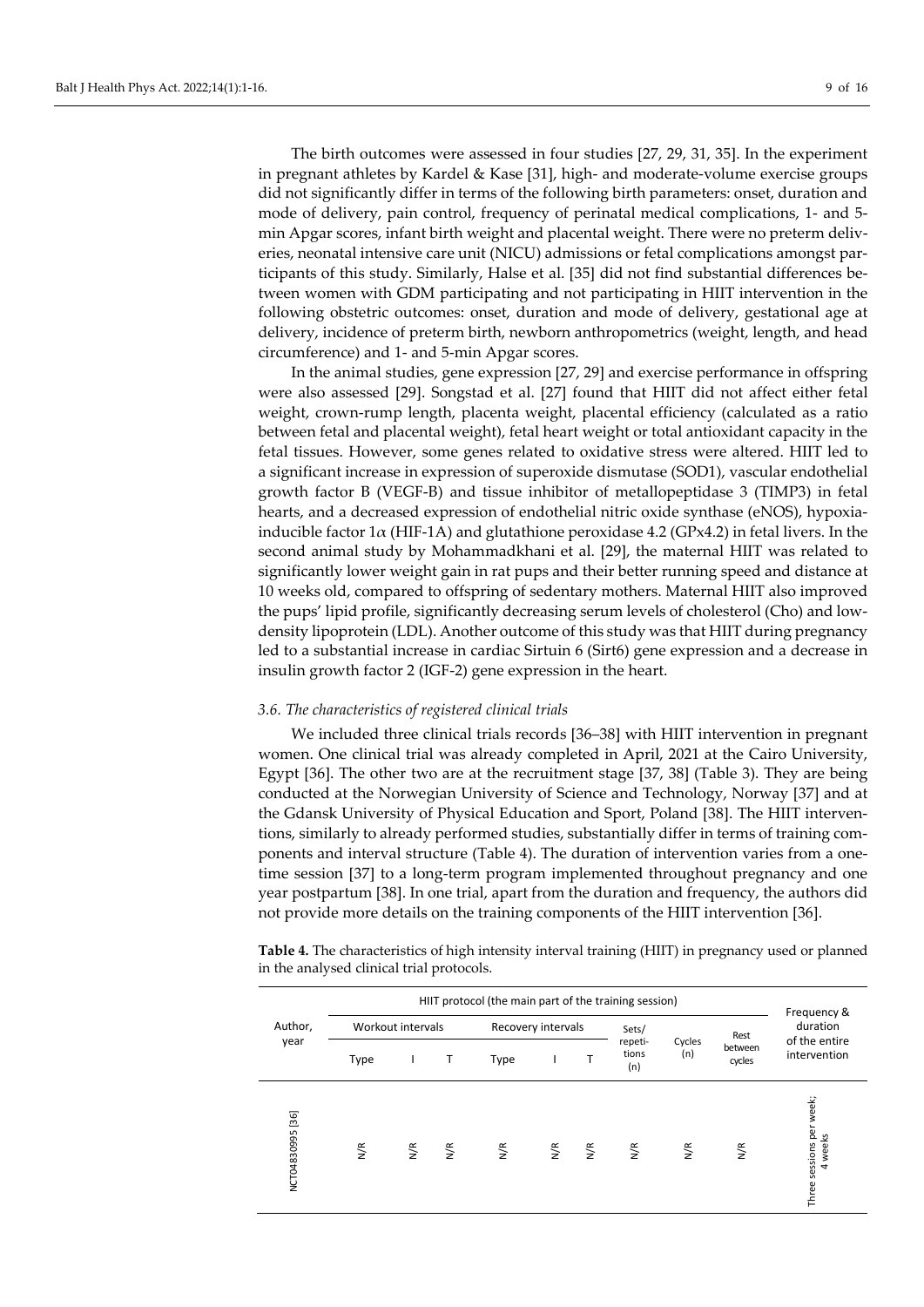The birth outcomes were assessed in four studies [27, 29, 31, 35]. In the experiment in pregnant athletes by Kardel & Kase [31], high- and moderate-volume exercise groups did not significantly differ in terms of the following birth parameters: onset, duration and mode of delivery, pain control, frequency of perinatal medical complications, 1- and 5-min Apgar scores, infant birth weight and placental weight. There were no preterm deliveries, neonatal intensive care unit (NICU) admissions or fetal complications amongst participants of this study. Similarly, Halse et al. [35] did not find substantial differences between women with GDM participating and not participating in HIIT intervention in the following obstetric outcomes: onset, duration and mode of delivery, gestational age at delivery, incidence of preterm birth, newborn anthropometrics (weight, length, and head circumference) and 1- and 5-min Apgar scores.

In the animal studies, gene expression [27, 29] and exercise performance in offspring were also assessed [29]. Songstad et al. [27] found that HIIT did not affect either fetal weight, crown-rump length, placenta weight, placental efficiency (calculated as a ratio between fetal and placental weight), fetal heart weight or total antioxidant capacity in the fetal tissues. However, some genes related to oxidative stress were altered. HIIT led to a significant increase in expression of superoxide dismutase (SOD1), vascular endothelial growth factor B (VEGF-B) and tissue inhibitor of metallopeptidase 3 (TIMP3) in fetal hearts, and a decreased expression of endothelial nitric oxide synthase (eNOS), hypoxia-inducible factor $1\alpha$ (HIF-1A) and glutathione peroxidase 4.2 (GPx4.2) in fetal livers. In the second animal study by Mohammadkhani et al. [29], the maternal HIIT was related to significantly lower weight gain in rat pups and their better running speed and distance at 10 weeks old, compared to offspring of sedentary mothers. Maternal HIIT also improved the pups' lipid profile, significantly decreasing serum levels of cholesterol (Cho) and low-density lipoprotein (LDL). Another outcome of this study was that HIIT during pregnancy led to a substantial increase in cardiac Sirtuin 6 (Sirt6) gene expression and a decrease in insulin growth factor 2 (IGF-2) gene expression in the heart.

### *3.6. The characteristics of registered clinical trials*

We included three clinical trials records [36–38] with HIIT intervention in pregnant women. One clinical trial was already completed in April, 2021 at the Cairo University, Egypt [36]. The other two are at the recruitment stage [37, 38] (Table 3). They are being conducted at the Norwegian University of Science and Technology, Norway [37] and at the Gdansk University of Physical Education and Sport, Poland [38]. The HIIT interventions, similarly to already performed studies, substantially differ in terms of training components and interval structure (Table 4). The duration of intervention varies from a one-time session [37] to a long-term program implemented throughout pregnancy and one year postpartum [38]. In one trial, apart from the duration and frequency, the authors did not provide more details on the training components of the HIIT intervention [36].

**Table 4.** The characteristics of high intensity interval training (HIIT) in pregnancy used or planned in the analysed clinical trial protocols.

| Author, year | HIIT protocol (the main part of the training session) | | | | | | | | | Frequency & duration of the entire intervention |
|---|---|---|---|---|---|---|---|---|---|---|
| | Workout intervals | | | Recovery intervals | | | Sets/ repetitions (n) | Cycles (n) | Rest between cycles | |
| | Type | I | T | Type | I | T | | | | |
| NCT04830995 [36] | N/R | N/R | N/R | N/R | N/R | N/R | N/R | N/R | N/R | Three sessions per week; 4 weeks |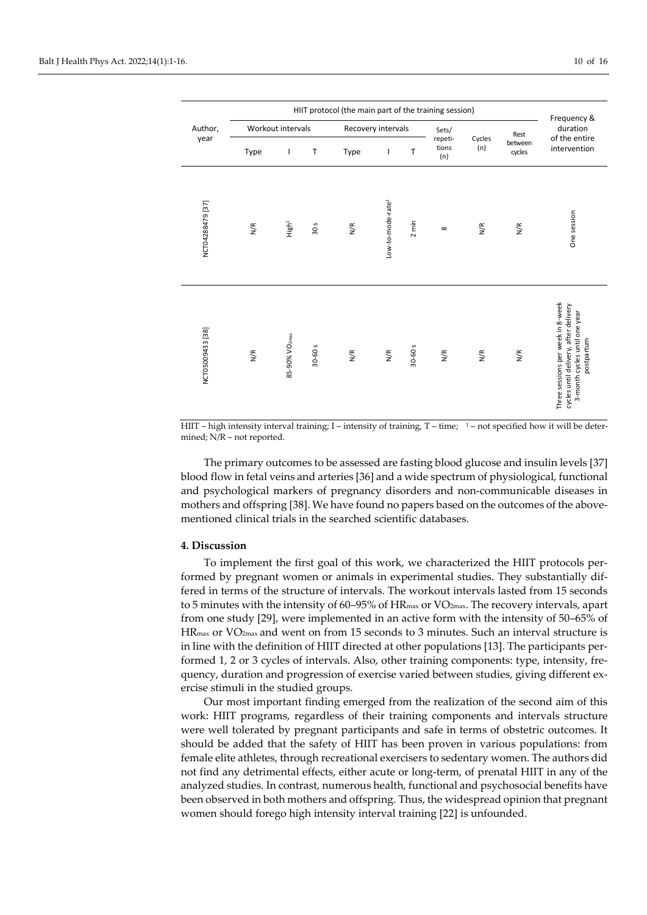| Author, year | HIIT protocol (the main part of the training session) | | | | | | | | | Frequency & duration of the entire intervention |
|---|---|---|---|---|---|---|---|---|---|---|
| | Workout intervals | | | Recovery intervals | | | Sets/ repetitions (n) | Cycles (n) | Rest between cycles | |
| | Type | I | T | Type | I | T | | | | |
| NCT04288479 [37] | N/R | High[1] | 30 s | N/R | Low-to-mode-rate[1] | 2 min | 8 | N/R | N/R | One session |
| NCT05009433 [38] | N/R | 85-90% $VO_{2max}$ | 30-60 s | N/R | N/R | 30-60 s | N/R | N/R | N/R | Three sessions per week in 8-week cycles until delivery, after delivery 3-month cycles until one year postpartum |

HIIT – high intensity interval training; I – intensity of training, T – time; [1] – not specified how it will be determined; N/R – not reported.

The primary outcomes to be assessed are fasting blood glucose and insulin levels [37] blood flow in fetal veins and arteries [36] and a wide spectrum of physiological, functional and psychological markers of pregnancy disorders and non-communicable diseases in mothers and offspring [38]. We have found no papers based on the outcomes of the above-mentioned clinical trials in the searched scientific databases.

## 4. Discussion

To implement the first goal of this work, we characterized the HIIT protocols performed by pregnant women or animals in experimental studies. They substantially differed in terms of the structure of intervals. The workout intervals lasted from 15 seconds to 5 minutes with the intensity of 60–95% of $HR_{max}$ or $VO_{2max}$. The recovery intervals, apart from one study [29], were implemented in an active form with the intensity of 50–65% of $HR_{max}$ or $VO_{2max}$ and went on from 15 seconds to 3 minutes. Such an interval structure is in line with the definition of HIIT directed at other populations [13]. The participants performed 1, 2 or 3 cycles of intervals. Also, other training components: type, intensity, frequency, duration and progression of exercise varied between studies, giving different exercise stimuli in the studied groups.

Our most important finding emerged from the realization of the second aim of this work: HIIT programs, regardless of their training components and intervals structure were well tolerated by pregnant participants and safe in terms of obstetric outcomes. It should be added that the safety of HIIT has been proven in various populations: from female elite athletes, through recreational exercisers to sedentary women. The authors did not find any detrimental effects, either acute or long-term, of prenatal HIIT in any of the analyzed studies. In contrast, numerous health, functional and psychosocial benefits have been observed in both mothers and offspring. Thus, the widespread opinion that pregnant women should forego high intensity interval training [22] is unfounded.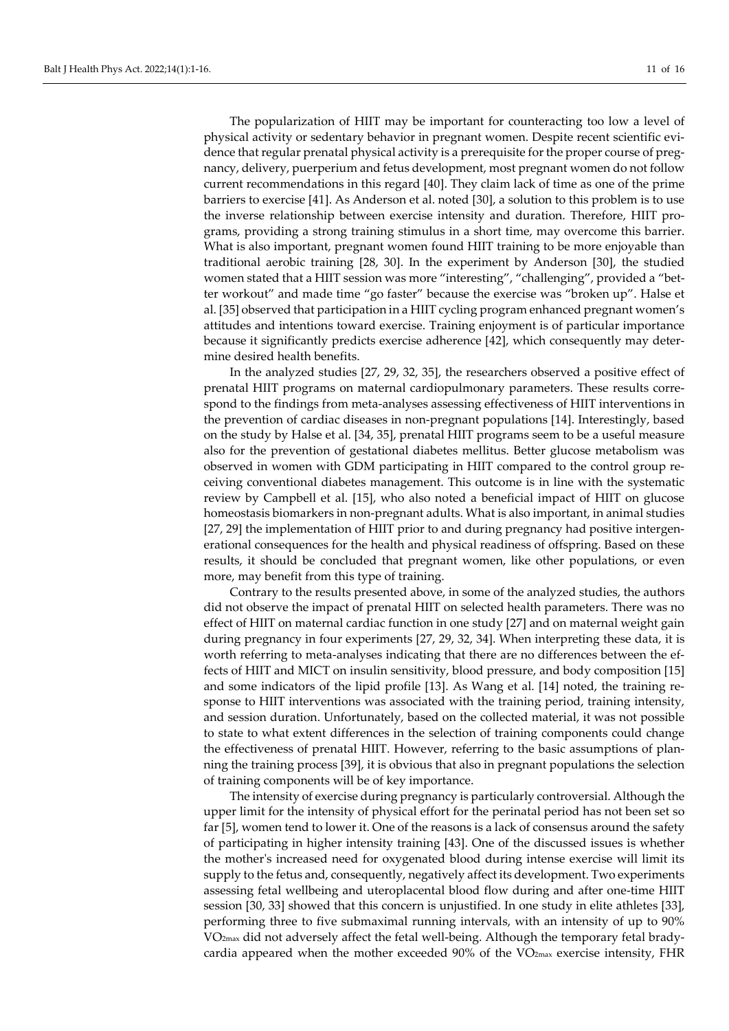The popularization of HIIT may be important for counteracting too low a level of physical activity or sedentary behavior in pregnant women. Despite recent scientific evidence that regular prenatal physical activity is a prerequisite for the proper course of pregnancy, delivery, puerperium and fetus development, most pregnant women do not follow current recommendations in this regard [40]. They claim lack of time as one of the prime barriers to exercise [41]. As Anderson et al. noted [30], a solution to this problem is to use the inverse relationship between exercise intensity and duration. Therefore, HIIT programs, providing a strong training stimulus in a short time, may overcome this barrier. What is also important, pregnant women found HIIT training to be more enjoyable than traditional aerobic training [28, 30]. In the experiment by Anderson [30], the studied women stated that a HIIT session was more "interesting", "challenging", provided a "better workout" and made time "go faster" because the exercise was "broken up". Halse et al. [35] observed that participation in a HIIT cycling program enhanced pregnant women's attitudes and intentions toward exercise. Training enjoyment is of particular importance because it significantly predicts exercise adherence [42], which consequently may determine desired health benefits.

In the analyzed studies [27, 29, 32, 35], the researchers observed a positive effect of prenatal HIIT programs on maternal cardiopulmonary parameters. These results correspond to the findings from meta-analyses assessing effectiveness of HIIT interventions in the prevention of cardiac diseases in non-pregnant populations [14]. Interestingly, based on the study by Halse et al. [34, 35], prenatal HIIT programs seem to be a useful measure also for the prevention of gestational diabetes mellitus. Better glucose metabolism was observed in women with GDM participating in HIIT compared to the control group receiving conventional diabetes management. This outcome is in line with the systematic review by Campbell et al. [15], who also noted a beneficial impact of HIIT on glucose homeostasis biomarkers in non-pregnant adults. What is also important, in animal studies [27, 29] the implementation of HIIT prior to and during pregnancy had positive intergenerational consequences for the health and physical readiness of offspring. Based on these results, it should be concluded that pregnant women, like other populations, or even more, may benefit from this type of training.

Contrary to the results presented above, in some of the analyzed studies, the authors did not observe the impact of prenatal HIIT on selected health parameters. There was no effect of HIIT on maternal cardiac function in one study [27] and on maternal weight gain during pregnancy in four experiments [27, 29, 32, 34]. When interpreting these data, it is worth referring to meta-analyses indicating that there are no differences between the effects of HIIT and MICT on insulin sensitivity, blood pressure, and body composition [15] and some indicators of the lipid profile [13]. As Wang et al. [14] noted, the training response to HIIT interventions was associated with the training period, training intensity, and session duration. Unfortunately, based on the collected material, it was not possible to state to what extent differences in the selection of training components could change the effectiveness of prenatal HIIT. However, referring to the basic assumptions of planning the training process [39], it is obvious that also in pregnant populations the selection of training components will be of key importance.

The intensity of exercise during pregnancy is particularly controversial. Although the upper limit for the intensity of physical effort for the perinatal period has not been set so far [5], women tend to lower it. One of the reasons is a lack of consensus around the safety of participating in higher intensity training [43]. One of the discussed issues is whether the mother's increased need for oxygenated blood during intense exercise will limit its supply to the fetus and, consequently, negatively affect its development. Two experiments assessing fetal wellbeing and uteroplacental blood flow during and after one-time HIIT session [30, 33] showed that this concern is unjustified. In one study in elite athletes [33], performing three to five submaximal running intervals, with an intensity of up to 90% $VO_{2max}$ did not adversely affect the fetal well-being. Although the temporary fetal bradycardia appeared when the mother exceeded 90% of the $VO_{2max}$ exercise intensity, FHR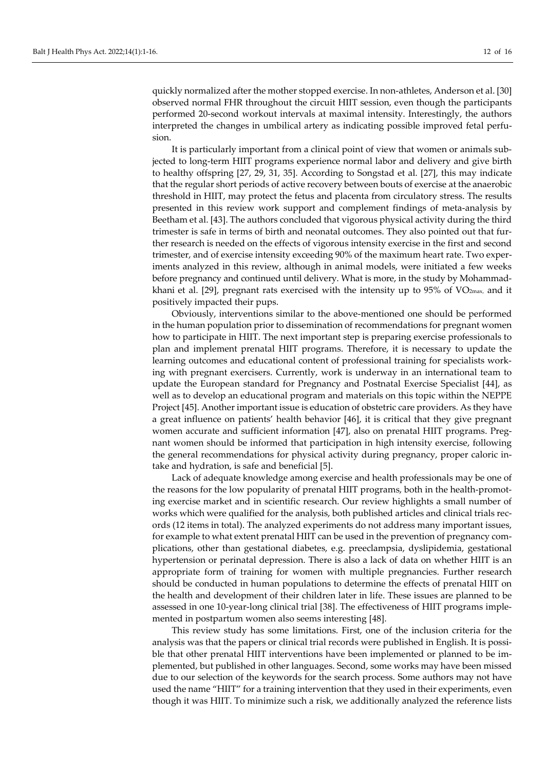quickly normalized after the mother stopped exercise. In non-athletes, Anderson et al. [30] observed normal FHR throughout the circuit HIIT session, even though the participants performed 20-second workout intervals at maximal intensity. Interestingly, the authors interpreted the changes in umbilical artery as indicating possible improved fetal perfusion.

It is particularly important from a clinical point of view that women or animals subjected to long-term HIIT programs experience normal labor and delivery and give birth to healthy offspring [27, 29, 31, 35]. According to Songstad et al. [27], this may indicate that the regular short periods of active recovery between bouts of exercise at the anaerobic threshold in HIIT, may protect the fetus and placenta from circulatory stress. The results presented in this review work support and complement findings of meta-analysis by Beetham et al. [43]. The authors concluded that vigorous physical activity during the third trimester is safe in terms of birth and neonatal outcomes. They also pointed out that further research is needed on the effects of vigorous intensity exercise in the first and second trimester, and of exercise intensity exceeding 90% of the maximum heart rate. Two experiments analyzed in this review, although in animal models, were initiated a few weeks before pregnancy and continued until delivery. What is more, in the study by Mohammadkhani et al. [29], pregnant rats exercised with the intensity up to 95% of $VO_{2max}$, and it positively impacted their pups.

Obviously, interventions similar to the above-mentioned one should be performed in the human population prior to dissemination of recommendations for pregnant women how to participate in HIIT. The next important step is preparing exercise professionals to plan and implement prenatal HIIT programs. Therefore, it is necessary to update the learning outcomes and educational content of professional training for specialists working with pregnant exercisers. Currently, work is underway in an international team to update the European standard for Pregnancy and Postnatal Exercise Specialist [44], as well as to develop an educational program and materials on this topic within the NEPPE Project [45]. Another important issue is education of obstetric care providers. As they have a great influence on patients' health behavior [46], it is critical that they give pregnant women accurate and sufficient information [47], also on prenatal HIIT programs. Pregnant women should be informed that participation in high intensity exercise, following the general recommendations for physical activity during pregnancy, proper caloric intake and hydration, is safe and beneficial [5].

Lack of adequate knowledge among exercise and health professionals may be one of the reasons for the low popularity of prenatal HIIT programs, both in the health-promoting exercise market and in scientific research. Our review highlights a small number of works which were qualified for the analysis, both published articles and clinical trials records (12 items in total). The analyzed experiments do not address many important issues, for example to what extent prenatal HIIT can be used in the prevention of pregnancy complications, other than gestational diabetes, e.g. preeclampsia, dyslipidemia, gestational hypertension or perinatal depression. There is also a lack of data on whether HIIT is an appropriate form of training for women with multiple pregnancies. Further research should be conducted in human populations to determine the effects of prenatal HIIT on the health and development of their children later in life. These issues are planned to be assessed in one 10-year-long clinical trial [38]. The effectiveness of HIIT programs implemented in postpartum women also seems interesting [48].

This review study has some limitations. First, one of the inclusion criteria for the analysis was that the papers or clinical trial records were published in English. It is possible that other prenatal HIIT interventions have been implemented or planned to be implemented, but published in other languages. Second, some works may have been missed due to our selection of the keywords for the search process. Some authors may not have used the name "HIIT" for a training intervention that they used in their experiments, even though it was HIIT. To minimize such a risk, we additionally analyzed the reference lists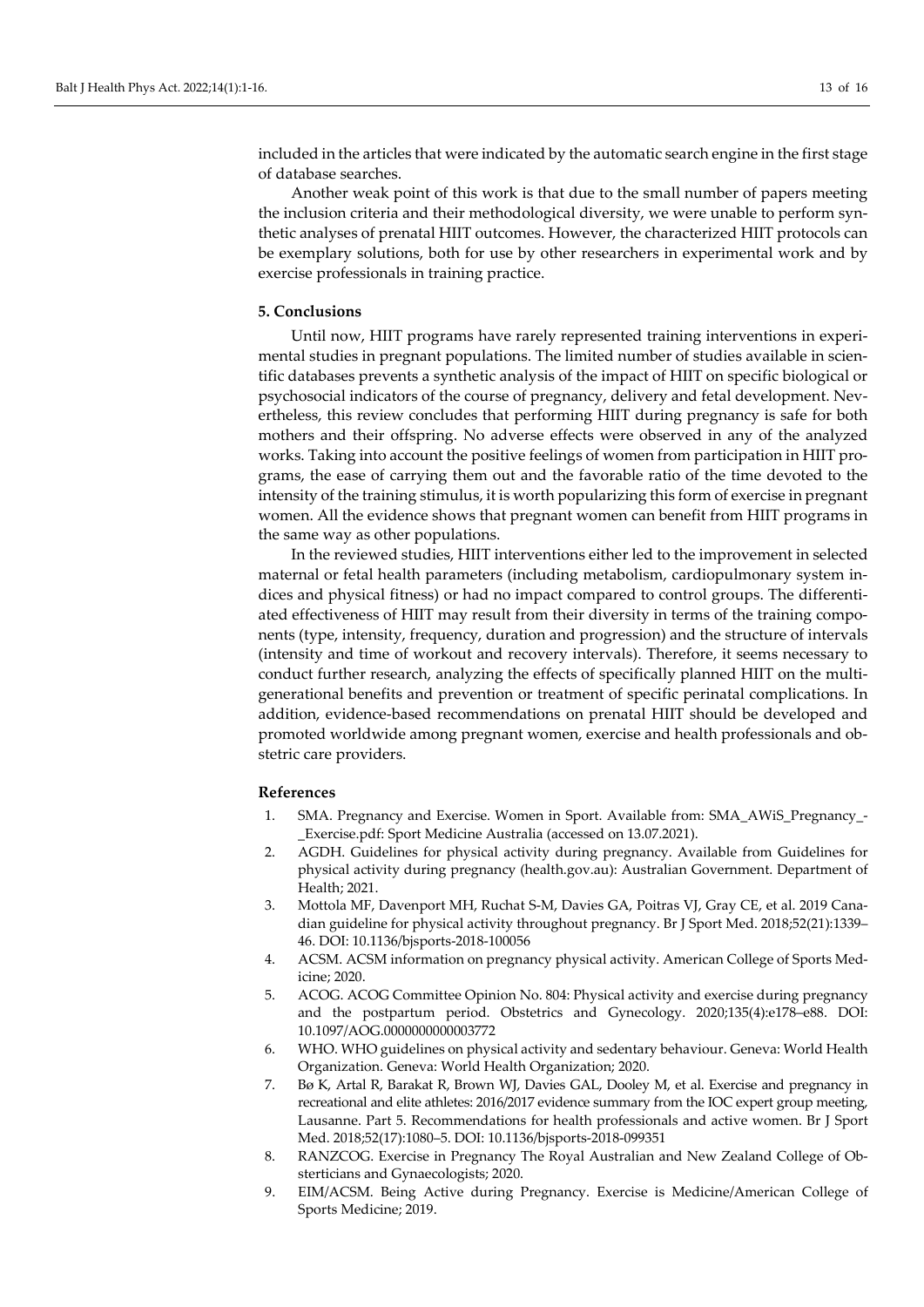included in the articles that were indicated by the automatic search engine in the first stage of database searches.

Another weak point of this work is that due to the small number of papers meeting the inclusion criteria and their methodological diversity, we were unable to perform synthetic analyses of prenatal HIIT outcomes. However, the characterized HIIT protocols can be exemplary solutions, both for use by other researchers in experimental work and by exercise professionals in training practice.

## 5. Conclusions

Until now, HIIT programs have rarely represented training interventions in experimental studies in pregnant populations. The limited number of studies available in scientific databases prevents a synthetic analysis of the impact of HIIT on specific biological or psychosocial indicators of the course of pregnancy, delivery and fetal development. Nevertheless, this review concludes that performing HIIT during pregnancy is safe for both mothers and their offspring. No adverse effects were observed in any of the analyzed works. Taking into account the positive feelings of women from participation in HIIT programs, the ease of carrying them out and the favorable ratio of the time devoted to the intensity of the training stimulus, it is worth popularizing this form of exercise in pregnant women. All the evidence shows that pregnant women can benefit from HIIT programs in the same way as other populations.

In the reviewed studies, HIIT interventions either led to the improvement in selected maternal or fetal health parameters (including metabolism, cardiopulmonary system indices and physical fitness) or had no impact compared to control groups. The differentiated effectiveness of HIIT may result from their diversity in terms of the training components (type, intensity, frequency, duration and progression) and the structure of intervals (intensity and time of workout and recovery intervals). Therefore, it seems necessary to conduct further research, analyzing the effects of specifically planned HIIT on the multigenerational benefits and prevention or treatment of specific perinatal complications. In addition, evidence-based recommendations on prenatal HIIT should be developed and promoted worldwide among pregnant women, exercise and health professionals and obstetric care providers.

### References

1. SMA. Pregnancy and Exercise. Women in Sport. Available from: SMA_AWiS_Pregnancy_-_Exercise.pdf: Sport Medicine Australia (accessed on 13.07.2021).
2. AGDH. Guidelines for physical activity during pregnancy. Available from Guidelines for physical activity during pregnancy (health.gov.au): Australian Government. Department of Health; 2021.
3. Mottola MF, Davenport MH, Ruchat S-M, Davies GA, Poitras VJ, Gray CE, et al. 2019 Canadian guideline for physical activity throughout pregnancy. Br J Sport Med. 2018;52(21):1339–46. DOI: 10.1136/bjsports-2018-100056
4. ACSM. ACSM information on pregnancy physical activity. American College of Sports Medicine; 2020.
5. ACOG. ACOG Committee Opinion No. 804: Physical activity and exercise during pregnancy and the postpartum period. Obstetrics and Gynecology. 2020;135(4):e178–e88. DOI: 10.1097/AOG.0000000000003772
6. WHO. WHO guidelines on physical activity and sedentary behaviour. Geneva: World Health Organization. Geneva: World Health Organization; 2020.
7. Bø K, Artal R, Barakat R, Brown WJ, Davies GAL, Dooley M, et al. Exercise and pregnancy in recreational and elite athletes: 2016/2017 evidence summary from the IOC expert group meeting, Lausanne. Part 5. Recommendations for health professionals and active women. Br J Sport Med. 2018;52(17):1080–5. DOI: 10.1136/bjsports-2018-099351
8. RANZCOG. Exercise in Pregnancy The Royal Australian and New Zealand College of Obstericians and Gynaecologists; 2020.
9. EIM/ACSM. Being Active during Pregnancy. Exercise is Medicine/American College of Sports Medicine; 2019.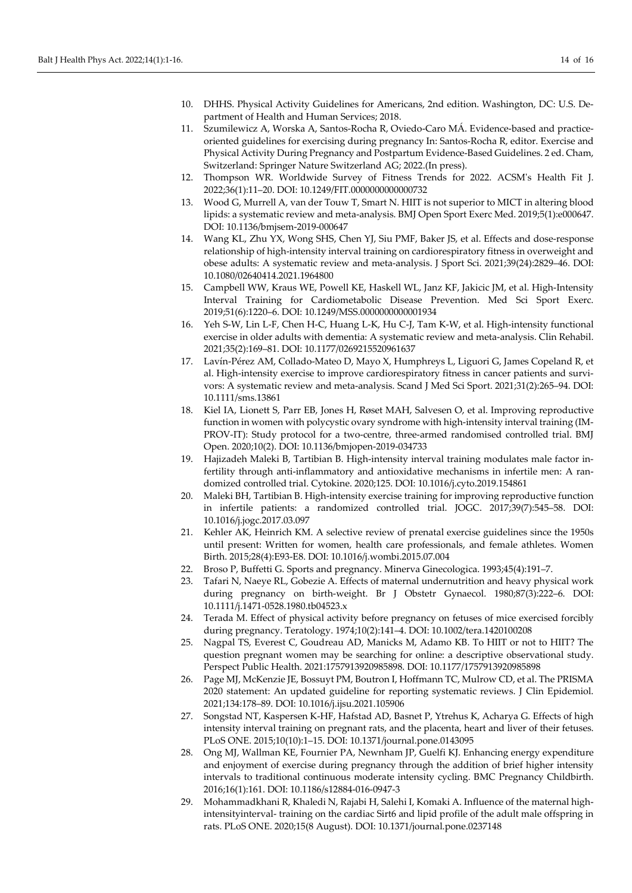10. DHHS. Physical Activity Guidelines for Americans, 2nd edition. Washington, DC: U.S. Department of Health and Human Services; 2018.
11. Szumilewicz A, Worska A, Santos-Rocha R, Oviedo-Caro MÁ. Evidence-based and practice-oriented guidelines for exercising during pregnancy In: Santos-Rocha R, editor. Exercise and Physical Activity During Pregnancy and Postpartum Evidence-Based Guidelines. 2 ed. Cham, Switzerland: Springer Nature Switzerland AG; 2022.(In press).
12. Thompson WR. Worldwide Survey of Fitness Trends for 2022. ACSM's Health Fit J. 2022;36(1):11–20. DOI: 10.1249/FIT.0000000000000732
13. Wood G, Murrell A, van der Touw T, Smart N. HIIT is not superior to MICT in altering blood lipids: a systematic review and meta-analysis. BMJ Open Sport Exerc Med. 2019;5(1):e000647. DOI: 10.1136/bmjsem-2019-000647
14. Wang KL, Zhu YX, Wong SHS, Chen YJ, Siu PMF, Baker JS, et al. Effects and dose-response relationship of high-intensity interval training on cardiorespiratory fitness in overweight and obese adults: A systematic review and meta-analysis. J Sport Sci. 2021;39(24):2829–46. DOI: 10.1080/02640414.2021.1964800
15. Campbell WW, Kraus WE, Powell KE, Haskell WL, Janz KF, Jakicic JM, et al. High-Intensity Interval Training for Cardiometabolic Disease Prevention. Med Sci Sport Exerc. 2019;51(6):1220–6. DOI: 10.1249/MSS.0000000000001934
16. Yeh S-W, Lin L-F, Chen H-C, Huang L-K, Hu C-J, Tam K-W, et al. High-intensity functional exercise in older adults with dementia: A systematic review and meta-analysis. Clin Rehabil. 2021;35(2):169–81. DOI: 10.1177/0269215520961637
17. Lavín-Pérez AM, Collado-Mateo D, Mayo X, Humphreys L, Liguori G, James Copeland R, et al. High-intensity exercise to improve cardiorespiratory fitness in cancer patients and survivors: A systematic review and meta-analysis. Scand J Med Sci Sport. 2021;31(2):265–94. DOI: 10.1111/sms.13861
18. Kiel IA, Lionett S, Parr EB, Jones H, Røset MAH, Salvesen O, et al. Improving reproductive function in women with polycystic ovary syndrome with high-intensity interval training (IMPROV-IT): Study protocol for a two-centre, three-armed randomised controlled trial. BMJ Open. 2020;10(2). DOI: 10.1136/bmjopen-2019-034733
19. Hajizadeh Maleki B, Tartibian B. High-intensity interval training modulates male factor infertility through anti-inflammatory and antioxidative mechanisms in infertile men: A randomized controlled trial. Cytokine. 2020;125. DOI: 10.1016/j.cyto.2019.154861
20. Maleki BH, Tartibian B. High-intensity exercise training for improving reproductive function in infertile patients: a randomized controlled trial. JOGC. 2017;39(7):545–58. DOI: 10.1016/j.jogc.2017.03.097
21. Kehler AK, Heinrich KM. A selective review of prenatal exercise guidelines since the 1950s until present: Written for women, health care professionals, and female athletes. Women Birth. 2015;28(4):E93-E8. DOI: 10.1016/j.wombi.2015.07.004
22. Broso P, Buffetti G. Sports and pregnancy. Minerva Ginecologica. 1993;45(4):191–7.
23. Tafari N, Naeye RL, Gobezie A. Effects of maternal undernutrition and heavy physical work during pregnancy on birth-weight. Br J Obstetr Gynaecol. 1980;87(3):222–6. DOI: 10.1111/j.1471-0528.1980.tb04523.x
24. Terada M. Effect of physical activity before pregnancy on fetuses of mice exercised forcibly during pregnancy. Teratology. 1974;10(2):141–4. DOI: 10.1002/tera.1420100208
25. Nagpal TS, Everest C, Goudreau AD, Manicks M, Adamo KB. To HIIT or not to HIIT? The question pregnant women may be searching for online: a descriptive observational study. Perspect Public Health. 2021:1757913920985898. DOI: 10.1177/1757913920985898
26. Page MJ, McKenzie JE, Bossuyt PM, Boutron I, Hoffmann TC, Mulrow CD, et al. The PRISMA 2020 statement: An updated guideline for reporting systematic reviews. J Clin Epidemiol. 2021;134:178–89. DOI: 10.1016/j.ijsu.2021.105906
27. Songstad NT, Kaspersen K-HF, Hafstad AD, Basnet P, Ytrehus K, Acharya G. Effects of high intensity interval training on pregnant rats, and the placenta, heart and liver of their fetuses. PLoS ONE. 2015;10(10):1–15. DOI: 10.1371/journal.pone.0143095
28. Ong MJ, Wallman KE, Fournier PA, Newnham JP, Guelfi KJ. Enhancing energy expenditure and enjoyment of exercise during pregnancy through the addition of brief higher intensity intervals to traditional continuous moderate intensity cycling. BMC Pregnancy Childbirth. 2016;16(1):161. DOI: 10.1186/s12884-016-0947-3
29. Mohammadkhani R, Khaledi N, Rajabi H, Salehi I, Komaki A. Influence of the maternal high-intensityinterval- training on the cardiac Sirt6 and lipid profile of the adult male offspring in rats. PLoS ONE. 2020;15(8 August). DOI: 10.1371/journal.pone.0237148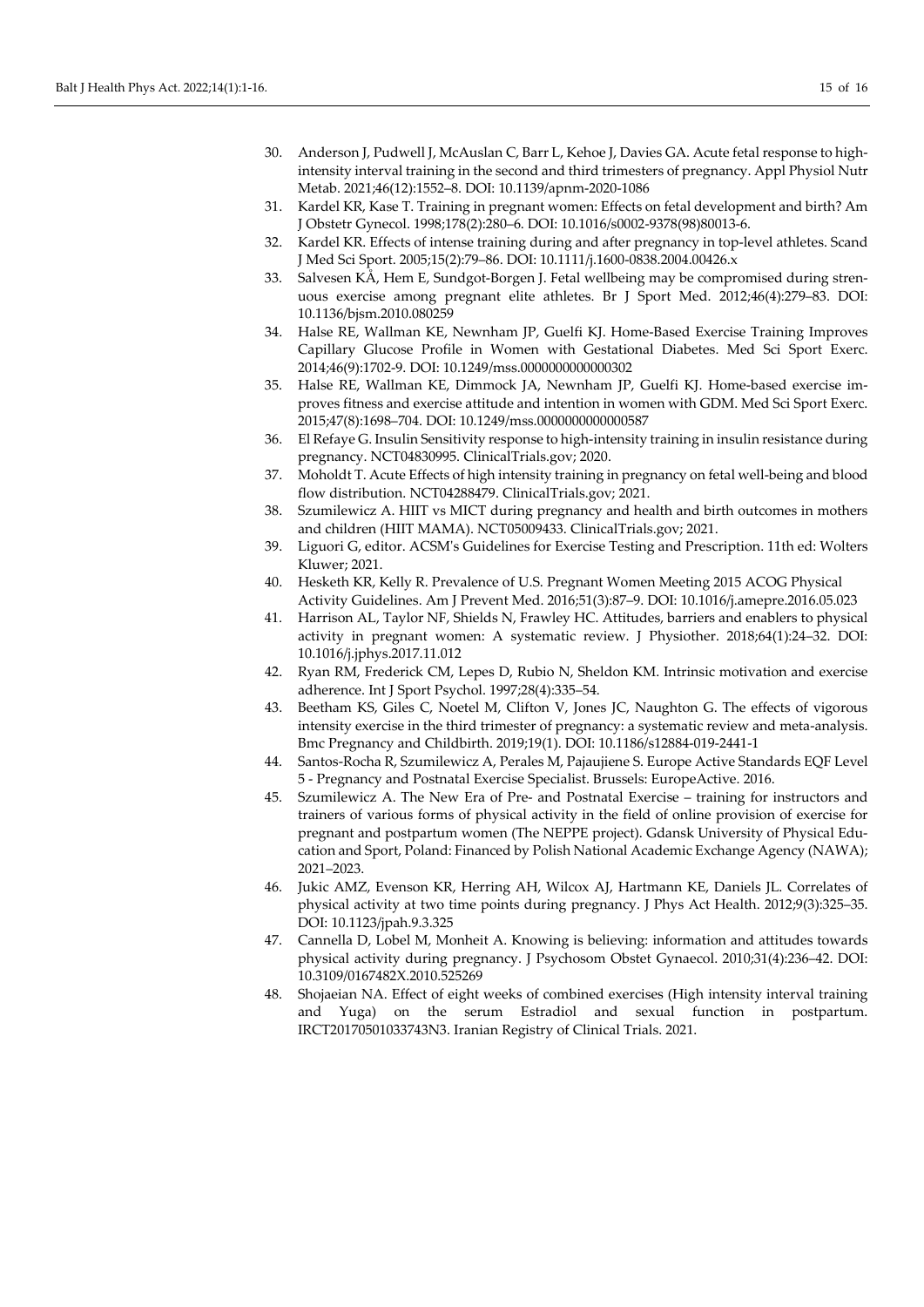30. Anderson J, Pudwell J, McAuslan C, Barr L, Kehoe J, Davies GA. Acute fetal response to high-intensity interval training in the second and third trimesters of pregnancy. Appl Physiol Nutr Metab. 2021;46(12):1552–8. DOI: 10.1139/apnm-2020-1086
31. Kardel KR, Kase T. Training in pregnant women: Effects on fetal development and birth? Am J Obstetr Gynecol. 1998;178(2):280–6. DOI: 10.1016/s0002-9378(98)80013-6.
32. Kardel KR. Effects of intense training during and after pregnancy in top-level athletes. Scand J Med Sci Sport. 2005;15(2):79–86. DOI: 10.1111/j.1600-0838.2004.00426.x
33. Salvesen KÅ, Hem E, Sundgot-Borgen J. Fetal wellbeing may be compromised during strenuous exercise among pregnant elite athletes. Br J Sport Med. 2012;46(4):279–83. DOI: 10.1136/bjsm.2010.080259
34. Halse RE, Wallman KE, Newnham JP, Guelfi KJ. Home-Based Exercise Training Improves Capillary Glucose Profile in Women with Gestational Diabetes. Med Sci Sport Exerc. 2014;46(9):1702-9. DOI: 10.1249/mss.0000000000000302
35. Halse RE, Wallman KE, Dimmock JA, Newnham JP, Guelfi KJ. Home-based exercise improves fitness and exercise attitude and intention in women with GDM. Med Sci Sport Exerc. 2015;47(8):1698–704. DOI: 10.1249/mss.0000000000000587
36. El Refaye G. Insulin Sensitivity response to high-intensity training in insulin resistance during pregnancy. NCT04830995. ClinicalTrials.gov; 2020.
37. Moholdt T. Acute Effects of high intensity training in pregnancy on fetal well-being and blood flow distribution. NCT04288479. ClinicalTrials.gov; 2021.
38. Szumilewicz A. HIIT vs MICT during pregnancy and health and birth outcomes in mothers and children (HIIT MAMA). NCT05009433. ClinicalTrials.gov; 2021.
39. Liguori G, editor. ACSM's Guidelines for Exercise Testing and Prescription. 11th ed: Wolters Kluwer; 2021.
40. Hesketh KR, Kelly R. Prevalence of U.S. Pregnant Women Meeting 2015 ACOG Physical Activity Guidelines. Am J Prevent Med. 2016;51(3):87–9. DOI: 10.1016/j.amepre.2016.05.023
41. Harrison AL, Taylor NF, Shields N, Frawley HC. Attitudes, barriers and enablers to physical activity in pregnant women: A systematic review. J Physiother. 2018;64(1):24–32. DOI: 10.1016/j.jphys.2017.11.012
42. Ryan RM, Frederick CM, Lepes D, Rubio N, Sheldon KM. Intrinsic motivation and exercise adherence. Int J Sport Psychol. 1997;28(4):335–54.
43. Beetham KS, Giles C, Noetel M, Clifton V, Jones JC, Naughton G. The effects of vigorous intensity exercise in the third trimester of pregnancy: a systematic review and meta-analysis. Bmc Pregnancy and Childbirth. 2019;19(1). DOI: 10.1186/s12884-019-2441-1
44. Santos-Rocha R, Szumilewicz A, Perales M, Pajaujiene S. Europe Active Standards EQF Level 5 - Pregnancy and Postnatal Exercise Specialist. Brussels: EuropeActive. 2016.
45. Szumilewicz A. The New Era of Pre- and Postnatal Exercise – training for instructors and trainers of various forms of physical activity in the field of online provision of exercise for pregnant and postpartum women (The NEPPE project). Gdansk University of Physical Education and Sport, Poland: Financed by Polish National Academic Exchange Agency (NAWA); 2021–2023.
46. Jukic AMZ, Evenson KR, Herring AH, Wilcox AJ, Hartmann KE, Daniels JL. Correlates of physical activity at two time points during pregnancy. J Phys Act Health. 2012;9(3):325–35. DOI: 10.1123/jpah.9.3.325
47. Cannella D, Lobel M, Monheit A. Knowing is believing: information and attitudes towards physical activity during pregnancy. J Psychosom Obstet Gynaecol. 2010;31(4):236–42. DOI: 10.3109/0167482X.2010.525269
48. Shojaeian NA. Effect of eight weeks of combined exercises (High intensity interval training and Yuga) on the serum Estradiol and sexual function in postpartum. IRCT20170501033743N3. Iranian Registry of Clinical Trials. 2021.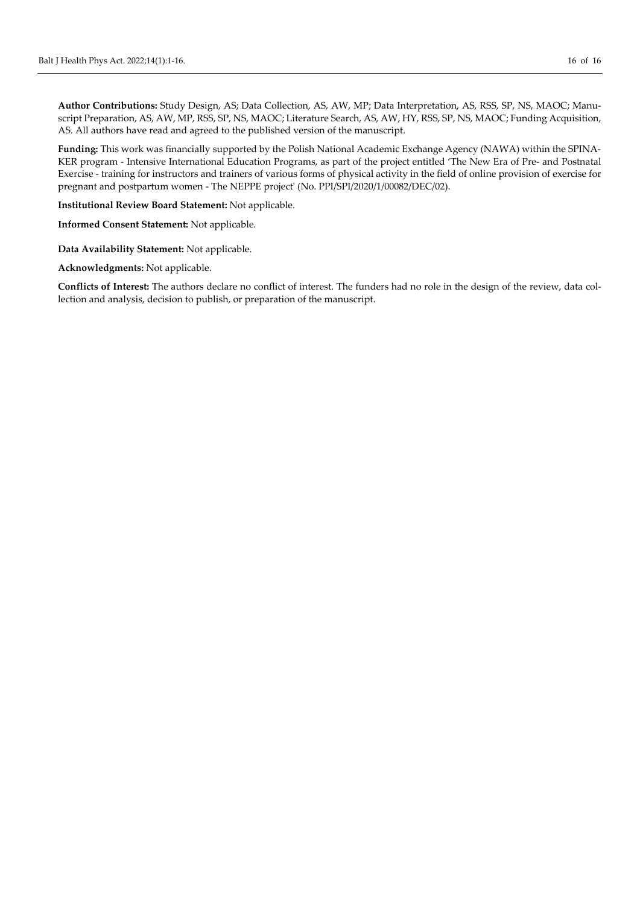**Author Contributions:** Study Design, AS; Data Collection, AS, AW, MP; Data Interpretation, AS, RSS, SP, NS, MAOC; Manuscript Preparation, AS, AW, MP, RSS, SP, NS, MAOC; Literature Search, AS, AW, HY, RSS, SP, NS, MAOC; Funding Acquisition, AS. All authors have read and agreed to the published version of the manuscript.

**Funding:** This work was financially supported by the Polish National Academic Exchange Agency (NAWA) within the SPINAKER program - Intensive International Education Programs, as part of the project entitled 'The New Era of Pre- and Postnatal Exercise - training for instructors and trainers of various forms of physical activity in the field of online provision of exercise for pregnant and postpartum women - The NEPPE project' (No. PPI/SPI/2020/1/00082/DEC/02).

**Institutional Review Board Statement:** Not applicable.

**Informed Consent Statement:** Not applicable.

**Data Availability Statement:** Not applicable.

**Acknowledgments:** Not applicable.

**Conflicts of Interest:** The authors declare no conflict of interest. The funders had no role in the design of the review, data collection and analysis, decision to publish, or preparation of the manuscript.